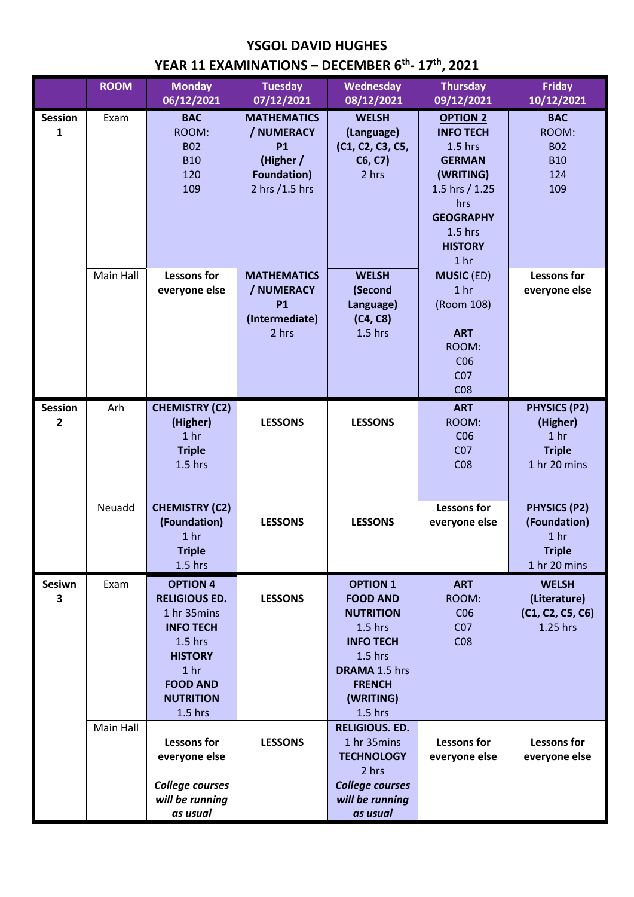# YSGOL DAVID HUGHES

## YEAR 11 EXAMINATIONS – DECEMBER 6th- 17th, 2021

| | ROOM | Monday 06/12/2021 | Tuesday 07/12/2021 | Wednesday 08/12/2021 | Thursday 09/12/2021 | Friday 10/12/2021 |
|---|---|---|---|---|---|---|
| **Session 1** | Exam | **BAC** ROOM: B02 B10 120 109 | **MATHEMATICS / NUMERACY P1 (Higher / Foundation)** 2 hrs /1.5 hrs | **WELSH (Language) (C1, C2, C3, C5, C6, C7)** 2 hrs | **OPTION 2** **INFO TECH** 1.5 hrs **GERMAN (WRITING)** 1.5 hrs / 1.25 hrs **GEOGRAPHY** 1.5 hrs **HISTORY** 1 hr | **BAC** ROOM: B02 B10 124 109 |
| | Main Hall | **Lessons for everyone else** | **MATHEMATICS / NUMERACY P1 (Intermediate)** 2 hrs | **WELSH (Second Language) (C4, C8)** 1.5 hrs | **MUSIC** (ED) 1 hr (Room 108) **ART** ROOM: C06 C07 C08 | **Lessons for everyone else** |
| **Session 2** | Arh | **CHEMISTRY (C2) (Higher)** 1 hr **Triple** 1.5 hrs | **LESSONS** | **LESSONS** | **ART** ROOM: C06 C07 C08 | **PHYSICS (P2) (Higher)** 1 hr **Triple** 1 hr 20 mins |
| | Neuadd | **CHEMISTRY (C2) (Foundation)** 1 hr **Triple** 1.5 hrs | **LESSONS** | **LESSONS** | **Lessons for everyone else** | **PHYSICS (P2) (Foundation)** 1 hr **Triple** 1 hr 20 mins |
| **Sesiwn 3** | Exam | **OPTION 4** **RELIGIOUS ED.** 1 hr 35mins **INFO TECH** 1.5 hrs **HISTORY** 1 hr **FOOD AND NUTRITION** 1.5 hrs | **LESSONS** | **OPTION 1** **FOOD AND NUTRITION** 1.5 hrs **INFO TECH** 1.5 hrs **DRAMA** 1.5 hrs **FRENCH (WRITING)** 1.5 hrs | **ART** ROOM: C06 C07 C08 | **WELSH (Literature) (C1, C2, C5, C6)** 1.25 hrs |
| | Main Hall | **Lessons for everyone else** ***College courses will be running as usual*** | **LESSONS** | **RELIGIOUS. ED.** 1 hr 35mins **TECHNOLOGY** 2 hrs ***College courses will be running as usual*** | **Lessons for everyone else** | **Lessons for everyone else** |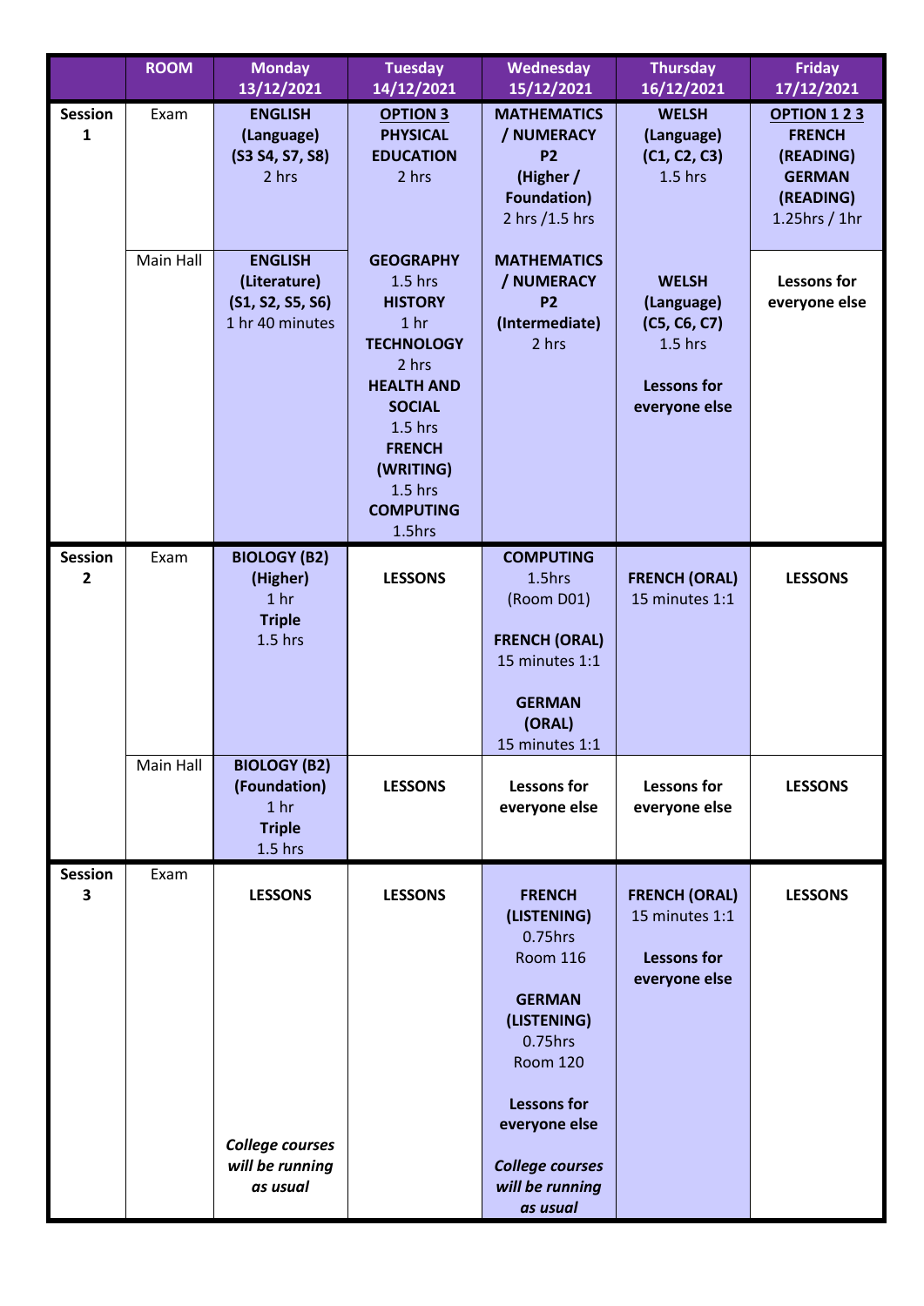| | ROOM | Monday 13/12/2021 | Tuesday 14/12/2021 | Wednesday 15/12/2021 | Thursday 16/12/2021 | Friday 17/12/2021 |
|---|---|---|---|---|---|---|
| **Session 1** | Exam | **ENGLISH (Language) (S3 S4, S7, S8)** 2 hrs | **OPTION 3 PHYSICAL EDUCATION** 2 hrs | **MATHEMATICS / NUMERACY P2 (Higher / Foundation)** 2 hrs /1.5 hrs | **WELSH (Language) (C1, C2, C3)** 1.5 hrs | **OPTION 1 2 3 FRENCH (READING) GERMAN (READING)** 1.25hrs / 1hr |
| | Main Hall | **ENGLISH (Literature) (S1, S2, S5, S6)** 1 hr 40 minutes | **GEOGRAPHY** 1.5 hrs **HISTORY** 1 hr **TECHNOLOGY** 2 hrs **HEALTH AND SOCIAL** 1.5 hrs **FRENCH (WRITING)** 1.5 hrs **COMPUTING** 1.5hrs | **MATHEMATICS / NUMERACY P2 (Intermediate)** 2 hrs | **WELSH (Language) (C5, C6, C7)** 1.5 hrs **Lessons for everyone else** | **Lessons for everyone else** |
| **Session 2** | Exam | **BIOLOGY (B2) (Higher)** 1 hr **Triple** 1.5 hrs | **LESSONS** | **COMPUTING** 1.5hrs (Room D01) **FRENCH (ORAL)** 15 minutes 1:1 **GERMAN (ORAL)** 15 minutes 1:1 | **FRENCH (ORAL)** 15 minutes 1:1 | **LESSONS** |
| | Main Hall | **BIOLOGY (B2) (Foundation)** 1 hr **Triple** 1.5 hrs | **LESSONS** | **Lessons for everyone else** | **Lessons for everyone else** | **LESSONS** |
| **Session 3** | Exam | **LESSONS** ***College courses will be running as usual*** | **LESSONS** | **FRENCH (LISTENING)** 0.75hrs Room 116 **GERMAN (LISTENING)** 0.75hrs Room 120 **Lessons for everyone else** ***College courses will be running as usual*** | **FRENCH (ORAL)** 15 minutes 1:1 **Lessons for everyone else** | **LESSONS** |